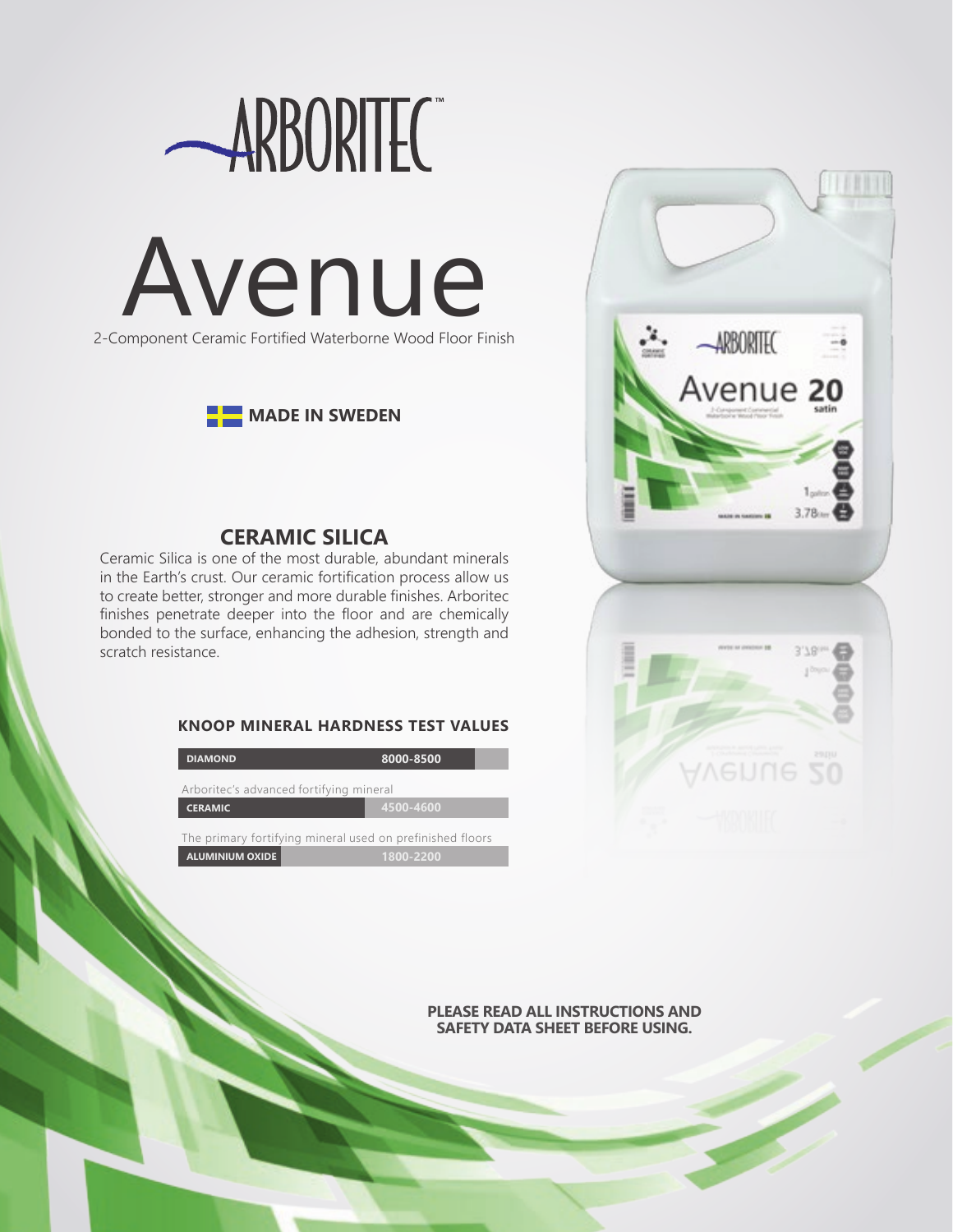# ARBORITEC™

# Avenue

2-Component Ceramic Fortified Waterborne Wood Floor Finish

**MADE IN SWEDEN**

## CERAMIC SILICA

Ceramic Silica is one of the most durable, abundant minerals in the Earth's crust. Our ceramic fortification process allow us to create better, stronger and more durable finishes. Arboritec finishes penetrate deeper into the floor and are chemically bonded to the surface, enhancing the adhesion, strength and scratch resistance.

### KNOOP MINERAL HARDNESS TEST VALUES

| Mineral | Value |
|---|---|
| **DIAMOND** | 8000-8500 |
| **CERAMIC** (Arboritec's advanced fortifying mineral) | 4500-4600 |
| **ALUMINIUM OXIDE** (The primary fortifying mineral used on prefinished floors) | 1800-2200 |

**PLEASE READ ALL INSTRUCTIONS AND SAFETY DATA SHEET BEFORE USING.**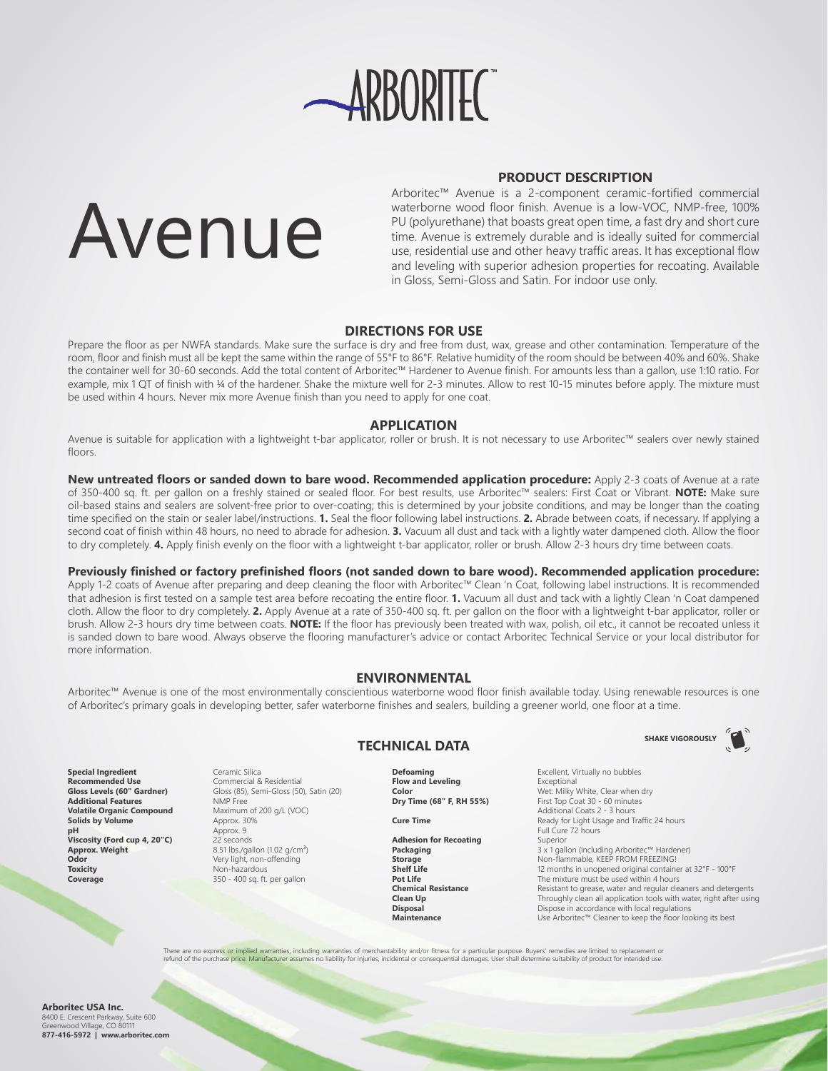# ARBORITEC™

# Avenue

## PRODUCT DESCRIPTION

Arboritec™ Avenue is a 2-component ceramic-fortified commercial waterborne wood floor finish. Avenue is a low-VOC, NMP-free, 100% PU (polyurethane) that boasts great open time, a fast dry and short cure time. Avenue is extremely durable and is ideally suited for commercial use, residential use and other heavy traffic areas. It has exceptional flow and leveling with superior adhesion properties for recoating. Available in Gloss, Semi-Gloss and Satin. For indoor use only.

## DIRECTIONS FOR USE

Prepare the floor as per NWFA standards. Make sure the surface is dry and free from dust, wax, grease and other contamination. Temperature of the room, floor and finish must all be kept the same within the range of 55°F to 86°F. Relative humidity of the room should be between 40% and 60%. Shake the container well for 30-60 seconds. Add the total content of Arboritec™ Hardener to Avenue finish. For amounts less than a gallon, use 1:10 ratio. For example, mix 1 QT of finish with ¼ of the hardener. Shake the mixture well for 2-3 minutes. Allow to rest 10-15 minutes before apply. The mixture must be used within 4 hours. Never mix more Avenue finish than you need to apply for one coat.

## APPLICATION

Avenue is suitable for application with a lightweight t-bar applicator, roller or brush. It is not necessary to use Arboritec™ sealers over newly stained floors.

**New untreated floors or sanded down to bare wood. Recommended application procedure:** Apply 2-3 coats of Avenue at a rate of 350-400 sq. ft. per gallon on a freshly stained or sealed floor. For best results, use Arboritec™ sealers: First Coat or Vibrant. **NOTE:** Make sure oil-based stains and sealers are solvent-free prior to over-coating; this is determined by your jobsite conditions, and may be longer than the coating time specified on the stain or sealer label/instructions. **1.** Seal the floor following label instructions. **2.** Abrade between coats, if necessary. If applying a second coat of finish within 48 hours, no need to abrade for adhesion. **3.** Vacuum all dust and tack with a lightly water dampened cloth. Allow the floor to dry completely. **4.** Apply finish evenly on the floor with a lightweight t-bar applicator, roller or brush. Allow 2-3 hours dry time between coats.

**Previously finished or factory prefinished floors (not sanded down to bare wood). Recommended application procedure:** Apply 1-2 coats of Avenue after preparing and deep cleaning the floor with Arboritec™ Clean 'n Coat, following label instructions. It is recommended that adhesion is first tested on a sample test area before recoating the entire floor. **1.** Vacuum all dust and tack with a lightly Clean 'n Coat dampened cloth. Allow the floor to dry completely. **2.** Apply Avenue at a rate of 350-400 sq. ft. per gallon on the floor with a lightweight t-bar applicator, roller or brush. Allow 2-3 hours dry time between coats. **NOTE:** If the floor has previously been treated with wax, polish, oil etc., it cannot be recoated unless it is sanded down to bare wood. Always observe the flooring manufacturer's advice or contact Arboritec Technical Service or your local distributor for more information.

## ENVIRONMENTAL

Arboritec™ Avenue is one of the most environmentally conscientious waterborne wood floor finish available today. Using renewable resources is one of Arboritec's primary goals in developing better, safer waterborne finishes and sealers, building a greener world, one floor at a time.

## TECHNICAL DATA

SHAKE VIGOROUSLY

| | |
|---|---|
| **Special Ingredient** | Ceramic Silica |
| **Recommended Use** | Commercial & Residential |
| **Gloss Levels (60° Gardner)** | Gloss (85), Semi-Gloss (50), Satin (20) |
| **Additional Features** | NMP Free |
| **Volatile Organic Compound** | Maximum of 200 g/L (VOC) |
| **Solids by Volume** | Approx. 30% |
| **pH** | Approx. 9 |
| **Viscosity (Ford cup 4, 20°C)** | 22 seconds |
| **Approx. Weight** | 8.51 lbs./gallon (1.02 g/cm³) |
| **Odor** | Very light, non-offending |
| **Toxicity** | Non-hazardous |
| **Coverage** | 350 - 400 sq. ft. per gallon |
| **Defoaming** | Excellent, Virtually no bubbles |
| **Flow and Leveling** | Exceptional |
| **Color** | Wet: Milky White, Clear when dry |
| **Dry Time (68° F, RH 55%)** | First Top Coat 30 - 60 minutes<br>Additional Coats 2 - 3 hours |
| **Cure Time** | Ready for Light Usage and Traffic 24 hours<br>Full Cure 72 hours |
| **Adhesion for Recoating** | Superior |
| **Packaging** | 3 x 1 gallon (including Arboritec™ Hardener) |
| **Storage** | Non-flammable, KEEP FROM FREEZING! |
| **Shelf Life** | 12 months in unopened original container at 32°F - 100°F |
| **Pot Life** | The mixture must be used within 4 hours |
| **Chemical Resistance** | Resistant to grease, water and regular cleaners and detergents |
| **Clean Up** | Throughly clean all application tools with water, right after using |
| **Disposal** | Dispose in accordance with local regulations |
| **Maintenance** | Use Arboritec™ Cleaner to keep the floor looking its best |

There are no express or implied warranties, including warranties of merchantability and/or fitness for a particular purpose. Buyers' remedies are limited to replacement or refund of the purchase price. Manufacturer assumes no liability for injuries, incidental or consequential damages. User shall determine suitability of product for intended use.

**Arboritec USA Inc.**
8400 E. Crescent Parkway, Suite 600
Greenwood Village, CO 80111
**877-416-5972 | www.arboritec.com**